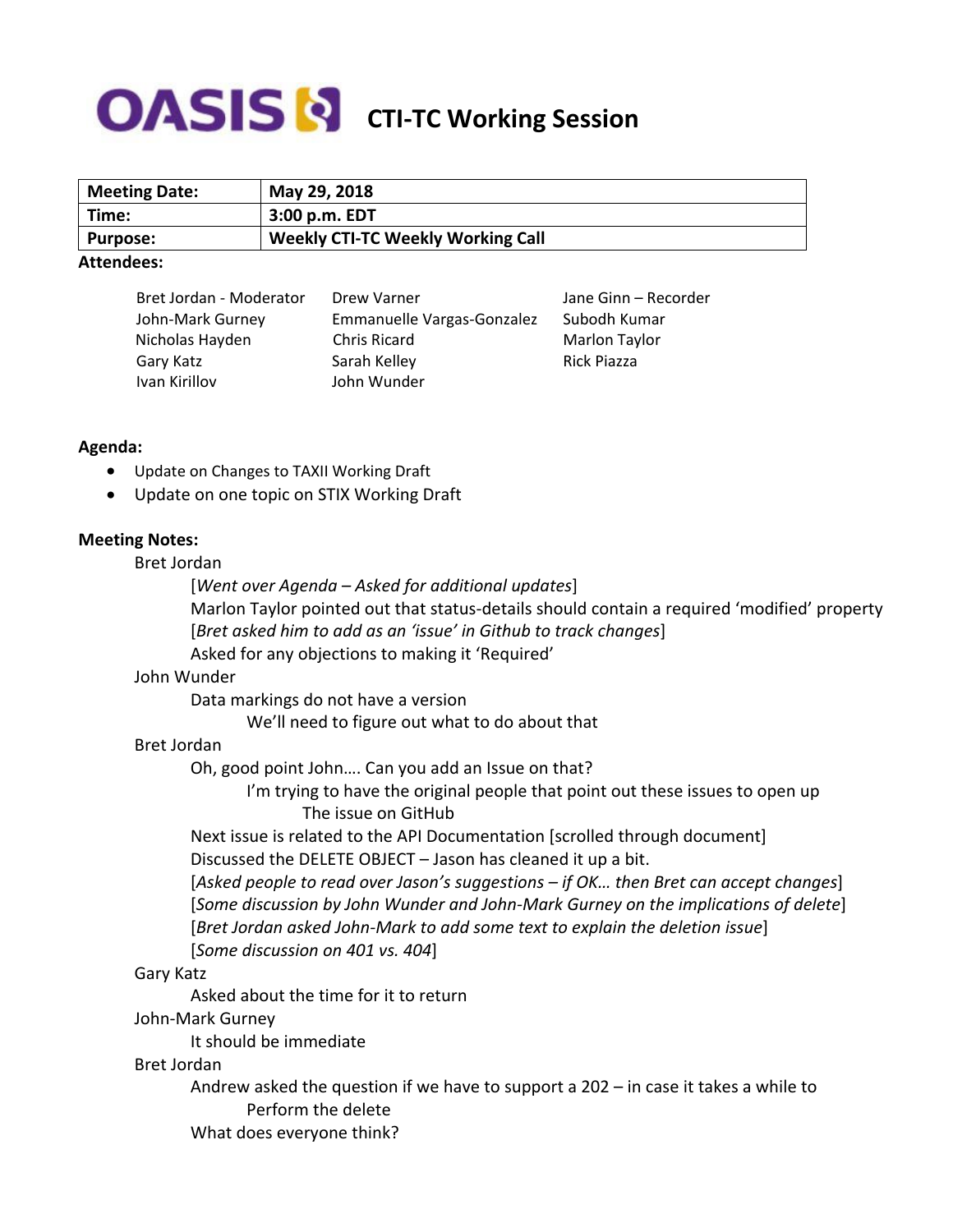# OASIS CTI-TC Working Session

| Meeting Date: | May 29, 2018 |
|---|---|
| Time: | 3:00 p.m. EDT |
| Purpose: | Weekly CTI-TC Weekly Working Call |

**Attendees:**

- Bret Jordan - Moderator
- John-Mark Gurney
- Nicholas Hayden
- Gary Katz
- Ivan Kirillov
- Drew Varner
- Emmanuelle Vargas-Gonzalez
- Chris Ricard
- Sarah Kelley
- John Wunder
- Jane Ginn – Recorder
- Subodh Kumar
- Marlon Taylor
- Rick Piazza

**Agenda:**

- Update on Changes to TAXII Working Draft
- Update on one topic on STIX Working Draft

**Meeting Notes:**

Bret Jordan

> [*Went over Agenda – Asked for additional updates*]
> Marlon Taylor pointed out that status-details should contain a required 'modified' property
> [*Bret asked him to add as an 'issue' in Github to track changes*]
> Asked for any objections to making it 'Required'

John Wunder

> Data markings do not have a version
>
> > We'll need to figure out what to do about that

Bret Jordan

> Oh, good point John…. Can you add an Issue on that?
>
> > I'm trying to have the original people that point out these issues to open up
> >
> > > The issue on GitHub
>
> Next issue is related to the API Documentation [scrolled through document]
> Discussed the DELETE OBJECT – Jason has cleaned it up a bit.
> [*Asked people to read over Jason's suggestions – if OK… then Bret can accept changes*]
> [*Some discussion by John Wunder and John-Mark Gurney on the implications of delete*]
> [*Bret Jordan asked John-Mark to add some text to explain the deletion issue*]
> [*Some discussion on 401 vs. 404*]

Gary Katz

> Asked about the time for it to return

John-Mark Gurney

> It should be immediate

Bret Jordan

> Andrew asked the question if we have to support a 202 – in case it takes a while to
>
> > Perform the delete
>
> What does everyone think?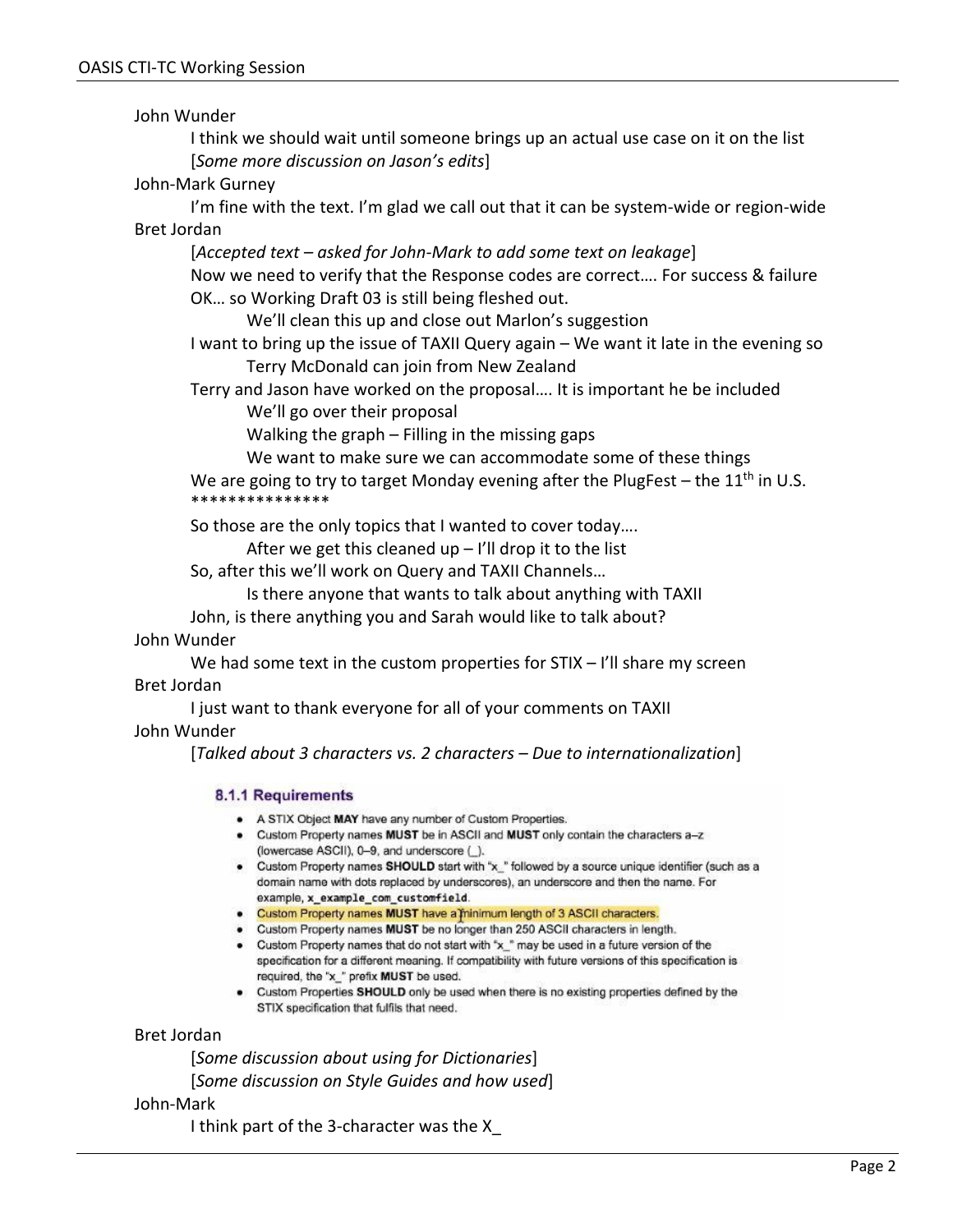John Wunder

I think we should wait until someone brings up an actual use case on it on the list

[*Some more discussion on Jason's edits*]

John-Mark Gurney

I'm fine with the text. I'm glad we call out that it can be system-wide or region-wide

Bret Jordan

[*Accepted text – asked for John-Mark to add some text on leakage*]

Now we need to verify that the Response codes are correct…. For success & failure

OK… so Working Draft 03 is still being fleshed out.

We'll clean this up and close out Marlon's suggestion

I want to bring up the issue of TAXII Query again – We want it late in the evening so Terry McDonald can join from New Zealand

Terry and Jason have worked on the proposal…. It is important he be included

We'll go over their proposal

Walking the graph – Filling in the missing gaps

We want to make sure we can accommodate some of these things

We are going to try to target Monday evening after the PlugFest – the 11th in U.S.

***************

So those are the only topics that I wanted to cover today….

After we get this cleaned up – I'll drop it to the list

So, after this we'll work on Query and TAXII Channels…

Is there anyone that wants to talk about anything with TAXII

John, is there anything you and Sarah would like to talk about?

John Wunder

We had some text in the custom properties for STIX – I'll share my screen

Bret Jordan

I just want to thank everyone for all of your comments on TAXII

John Wunder

[*Talked about 3 characters vs. 2 characters – Due to internationalization*]

### 8.1.1 Requirements

- A STIX Object **MAY** have any number of Custom Properties.
- Custom Property names **MUST** be in ASCII and **MUST** only contain the characters a–z (lowercase ASCII), 0–9, and underscore (_).
- Custom Property names **SHOULD** start with "x_" followed by a source unique identifier (such as a domain name with dots replaced by underscores), an underscore and then the name. For example, **x_example_com_customfield**.
- Custom Property names **MUST** have a minimum length of 3 ASCII characters.
- Custom Property names **MUST** be no longer than 250 ASCII characters in length.
- Custom Property names that do not start with "x_" may be used in a future version of the specification for a different meaning. If compatibility with future versions of this specification is required, the "x_" prefix **MUST** be used.
- Custom Properties **SHOULD** only be used when there is no existing properties defined by the STIX specification that fulfils that need.

Bret Jordan

[*Some discussion about using for Dictionaries*]

[*Some discussion on Style Guides and how used*]

John-Mark

I think part of the 3-character was the X_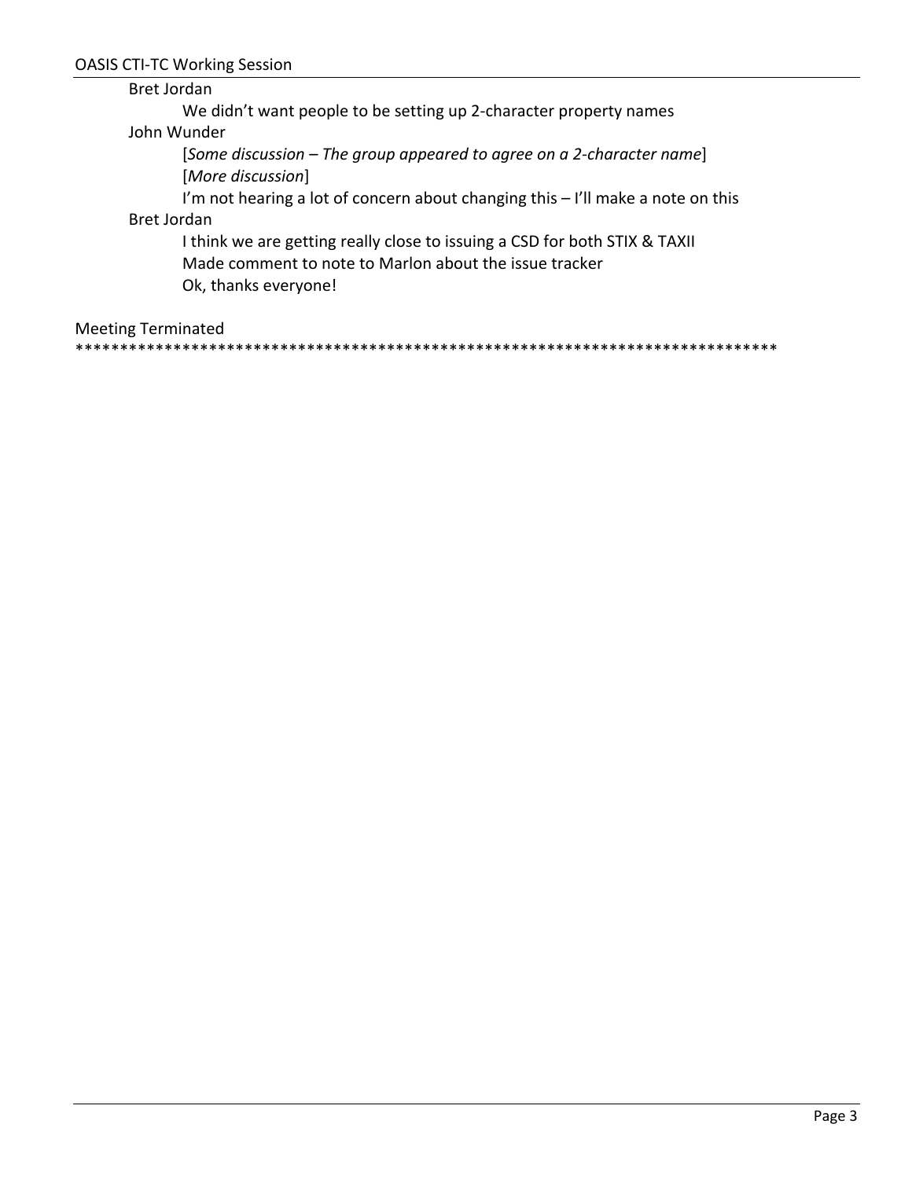Bret Jordan

    We didn't want people to be setting up 2-character property names

John Wunder

    [*Some discussion – The group appeared to agree on a 2-character name*]

    [*More discussion*]

    I'm not hearing a lot of concern about changing this – I'll make a note on this

Bret Jordan

    I think we are getting really close to issuing a CSD for both STIX & TAXII

    Made comment to note to Marlon about the issue tracker

    Ok, thanks everyone!

Meeting Terminated

**********************************************************************************